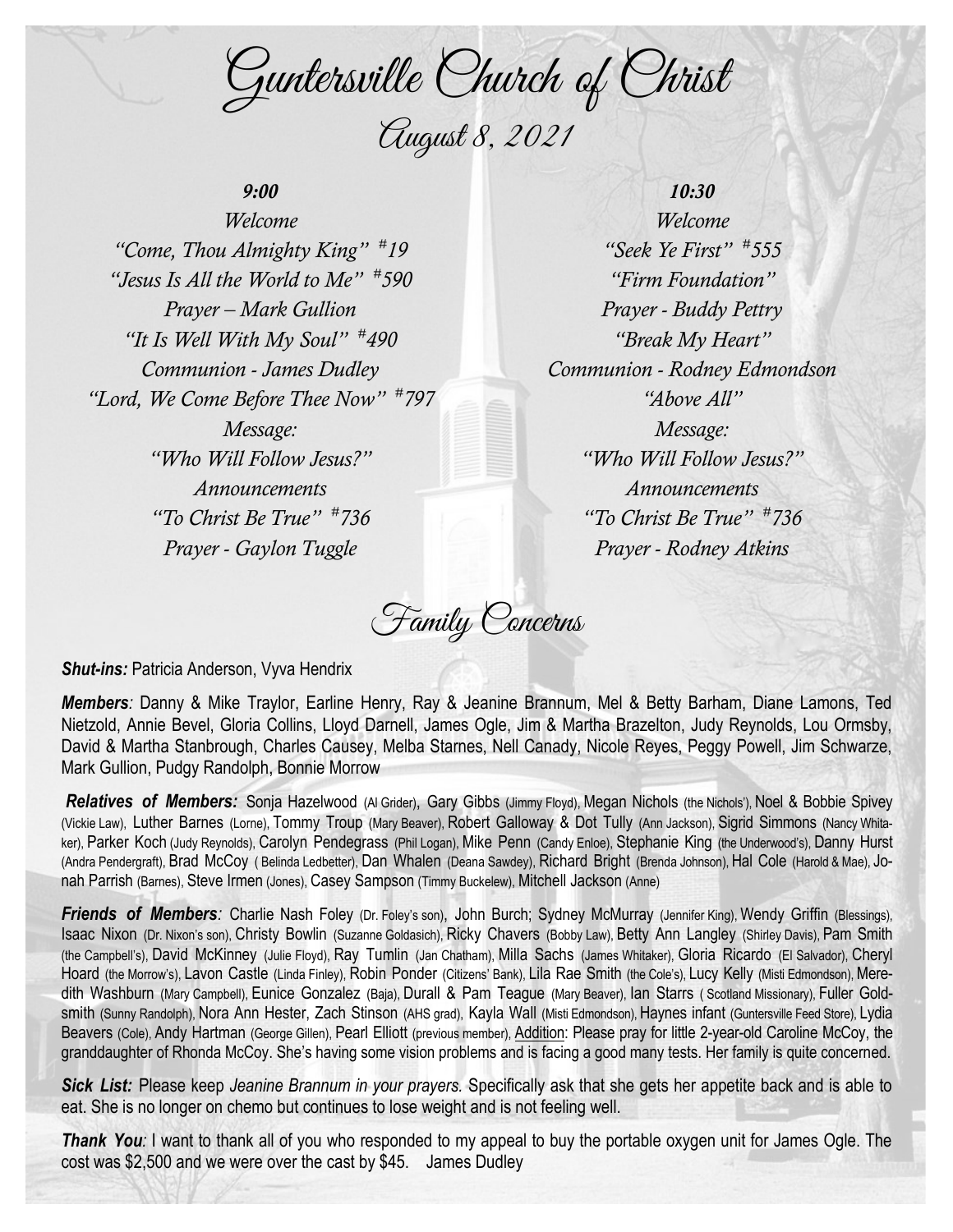# Guntersville Church of Christ

## August 8, 2021

*9:00*
*Welcome*
*"Come, Thou Almighty King" #19*
*"Jesus Is All the World to Me" #590*
*Prayer – Mark Gullion*
*"It Is Well With My Soul" #490*
*Communion - James Dudley*
*"Lord, We Come Before Thee Now" #797*
*Message:*
*"Who Will Follow Jesus?"*
*Announcements*
*"To Christ Be True" #736*
*Prayer - Gaylon Tuggle*

*10:30*
*Welcome*
*"Seek Ye First" #555*
*"Firm Foundation"*
*Prayer - Buddy Pettry*
*"Break My Heart"*
*Communion - Rodney Edmondson*
*"Above All"*
*Message:*
*"Who Will Follow Jesus?"*
*Announcements*
*"To Christ Be True" #736*
*Prayer - Rodney Atkins*

## Family Concerns

***Shut-ins:*** Patricia Anderson, Vyva Hendrix

***Members:*** Danny & Mike Traylor, Earline Henry, Ray & Jeanine Brannum, Mel & Betty Barham, Diane Lamons, Ted Nietzold, Annie Bevel, Gloria Collins, Lloyd Darnell, James Ogle, Jim & Martha Brazelton, Judy Reynolds, Lou Ormsby, David & Martha Stanbrough, Charles Causey, Melba Starnes, Nell Canady, Nicole Reyes, Peggy Powell, Jim Schwarze, Mark Gullion, Pudgy Randolph, Bonnie Morrow

***Relatives of Members:*** Sonja Hazelwood (Al Grider), Gary Gibbs (Jimmy Floyd), Megan Nichols (the Nichols'), Noel & Bobbie Spivey (Vickie Law), Luther Barnes (Lorne), Tommy Troup (Mary Beaver), Robert Galloway & Dot Tully (Ann Jackson), Sigrid Simmons (Nancy Whitaker), Parker Koch (Judy Reynolds), Carolyn Pendegrass (Phil Logan), Mike Penn (Candy Enloe), Stephanie King (the Underwood's), Danny Hurst (Andra Pendergraft), Brad McCoy ( Belinda Ledbetter), Dan Whalen (Deana Sawdey), Richard Bright (Brenda Johnson), Hal Cole (Harold & Mae), Jonah Parrish (Barnes), Steve Irmen (Jones), Casey Sampson (Timmy Buckelew), Mitchell Jackson (Anne)

***Friends of Members:*** Charlie Nash Foley (Dr. Foley's son), John Burch; Sydney McMurray (Jennifer King), Wendy Griffin (Blessings), Isaac Nixon (Dr. Nixon's son), Christy Bowlin (Suzanne Goldasich), Ricky Chavers (Bobby Law), Betty Ann Langley (Shirley Davis), Pam Smith (the Campbell's), David McKinney (Julie Floyd), Ray Tumlin (Jan Chatham), Milla Sachs (James Whitaker), Gloria Ricardo (El Salvador), Cheryl Hoard (the Morrow's), Lavon Castle (Linda Finley), Robin Ponder (Citizens' Bank), Lila Rae Smith (the Cole's), Lucy Kelly (Misti Edmondson), Meredith Washburn (Mary Campbell), Eunice Gonzalez (Baja), Durall & Pam Teague (Mary Beaver), Ian Starrs ( Scotland Missionary), Fuller Goldsmith (Sunny Randolph), Nora Ann Hester, Zach Stinson (AHS grad), Kayla Wall (Misti Edmondson), Haynes infant (Guntersville Feed Store), Lydia Beavers (Cole), Andy Hartman (George Gillen), Pearl Elliott (previous member), Addition: Please pray for little 2-year-old Caroline McCoy, the granddaughter of Rhonda McCoy. She's having some vision problems and is facing a good many tests. Her family is quite concerned.

***Sick List:*** Please keep *Jeanine Brannum in your prayers.* Specifically ask that she gets her appetite back and is able to eat. She is no longer on chemo but continues to lose weight and is not feeling well.

***Thank You:*** I want to thank all of you who responded to my appeal to buy the portable oxygen unit for James Ogle. The cost was $2,500 and we were over the cast by $45. James Dudley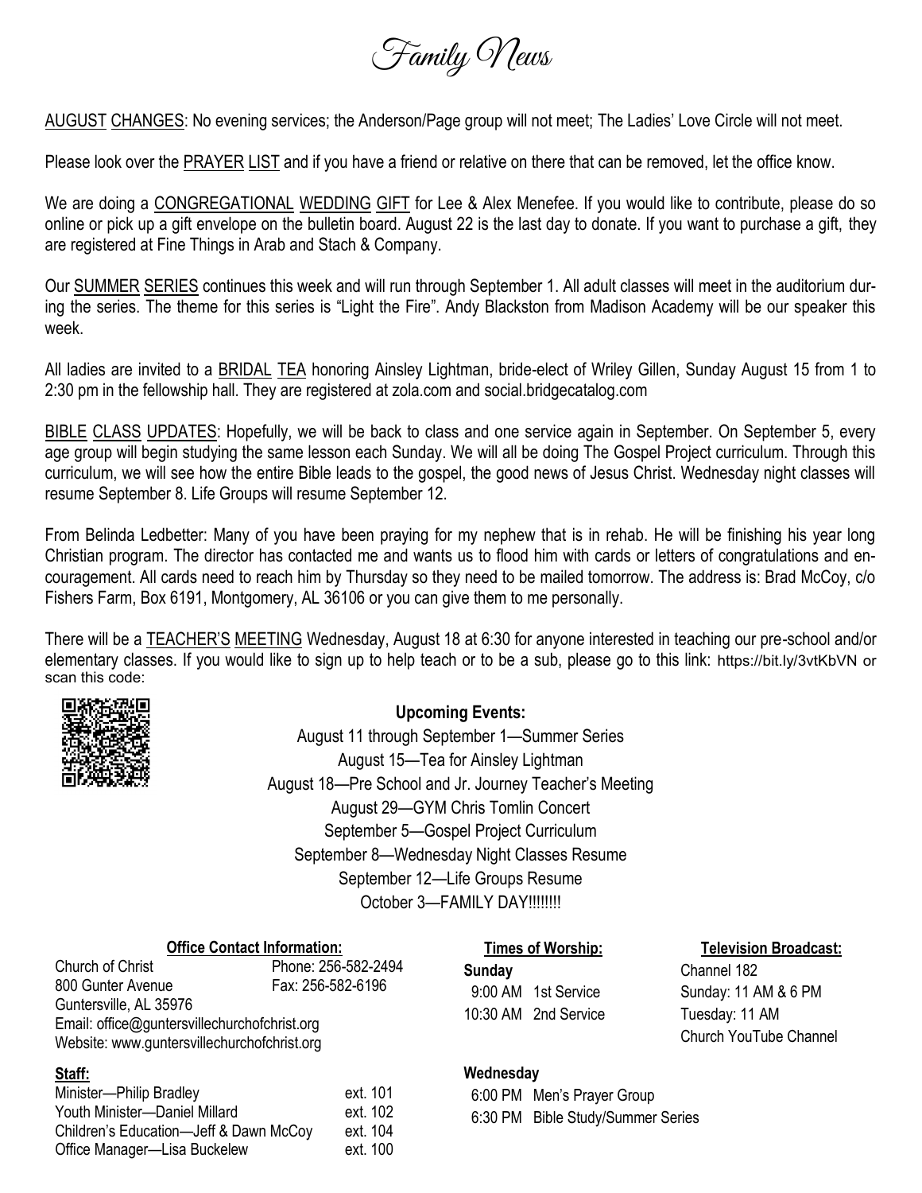// Family News

AUGUST CHANGES: No evening services; the Anderson/Page group will not meet; The Ladies' Love Circle will not meet.

Please look over the PRAYER LIST and if you have a friend or relative on there that can be removed, let the office know.

We are doing a CONGREGATIONAL WEDDING GIFT for Lee & Alex Menefee. If you would like to contribute, please do so online or pick up a gift envelope on the bulletin board. August 22 is the last day to donate. If you want to purchase a gift, they are registered at Fine Things in Arab and Stach & Company.

Our SUMMER SERIES continues this week and will run through September 1. All adult classes will meet in the auditorium during the series. The theme for this series is "Light the Fire". Andy Blackston from Madison Academy will be our speaker this week.

All ladies are invited to a BRIDAL TEA honoring Ainsley Lightman, bride-elect of Wriley Gillen, Sunday August 15 from 1 to 2:30 pm in the fellowship hall. They are registered at zola.com and social.bridgecatalog.com

BIBLE CLASS UPDATES: Hopefully, we will be back to class and one service again in September. On September 5, every age group will begin studying the same lesson each Sunday. We will all be doing The Gospel Project curriculum. Through this curriculum, we will see how the entire Bible leads to the gospel, the good news of Jesus Christ. Wednesday night classes will resume September 8. Life Groups will resume September 12.

From Belinda Ledbetter: Many of you have been praying for my nephew that is in rehab. He will be finishing his year long Christian program. The director has contacted me and wants us to flood him with cards or letters of congratulations and encouragement. All cards need to reach him by Thursday so they need to be mailed tomorrow. The address is: Brad McCoy, c/o Fishers Farm, Box 6191, Montgomery, AL 36106 or you can give them to me personally.

There will be a TEACHER'S MEETING Wednesday, August 18 at 6:30 for anyone interested in teaching our pre-school and/or elementary classes. If you would like to sign up to help teach or to be a sub, please go to this link: https://bit.ly/3vtKbVN or scan this code:

**Upcoming Events:**

August 11 through September 1—Summer Series
August 15—Tea for Ainsley Lightman
August 18—Pre School and Jr. Journey Teacher's Meeting
August 29—GYM Chris Tomlin Concert
September 5—Gospel Project Curriculum
September 8—Wednesday Night Classes Resume
September 12—Life Groups Resume
October 3—FAMILY DAY!!!!!!!!

**Office Contact Information:**

Church of Christ — Phone: 256-582-2494
800 Gunter Avenue — Fax: 256-582-6196
Guntersville, AL 35976
Email: office@guntersvillechurchofchrist.org
Website: www.guntersvillechurchofchrist.org

**Staff:**

| | |
|---|---|
| Minister—Philip Bradley | ext. 101 |
| Youth Minister—Daniel Millard | ext. 102 |
| Children's Education—Jeff & Dawn McCoy | ext. 104 |
| Office Manager—Lisa Buckelew | ext. 100 |

**Times of Worship:**

**Sunday**
9:00 AM 1st Service
10:30 AM 2nd Service

**Wednesday**
6:00 PM Men's Prayer Group
6:30 PM Bible Study/Summer Series

**Television Broadcast:**

Channel 182
Sunday: 11 AM & 6 PM
Tuesday: 11 AM
Church YouTube Channel